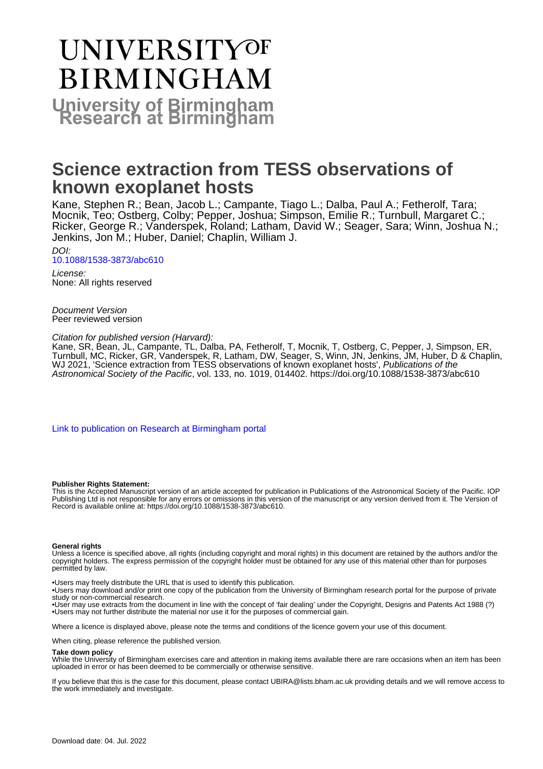# UNIVERSITY OF BIRMINGHAM

# University of Birmingham Research at Birmingham

# Science extraction from TESS observations of known exoplanet hosts

Kane, Stephen R.; Bean, Jacob L.; Campante, Tiago L.; Dalba, Paul A.; Fetherolf, Tara; Mocnik, Teo; Ostberg, Colby; Pepper, Joshua; Simpson, Emilie R.; Turnbull, Margaret C.; Ricker, George R.; Vanderspek, Roland; Latham, David W.; Seager, Sara; Winn, Joshua N.; Jenkins, Jon M.; Huber, Daniel; Chaplin, William J.

*DOI:*
10.1088/1538-3873/abc610

*License:*
None: All rights reserved

*Document Version*
Peer reviewed version

*Citation for published version (Harvard):*
Kane, SR, Bean, JL, Campante, TL, Dalba, PA, Fetherolf, T, Mocnik, T, Ostberg, C, Pepper, J, Simpson, ER, Turnbull, MC, Ricker, GR, Vanderspek, R, Latham, DW, Seager, S, Winn, JN, Jenkins, JM, Huber, D & Chaplin, WJ 2021, 'Science extraction from TESS observations of known exoplanet hosts', *Publications of the Astronomical Society of the Pacific*, vol. 133, no. 1019, 014402. https://doi.org/10.1088/1538-3873/abc610

Link to publication on Research at Birmingham portal

**Publisher Rights Statement:**
This is the Accepted Manuscript version of an article accepted for publication in Publications of the Astronomical Society of the Pacific. IOP Publishing Ltd is not responsible for any errors or omissions in this version of the manuscript or any version derived from it. The Version of Record is available online at: https://doi.org/10.1088/1538-3873/abc610.

**General rights**
Unless a licence is specified above, all rights (including copyright and moral rights) in this document are retained by the authors and/or the copyright holders. The express permission of the copyright holder must be obtained for any use of this material other than for purposes permitted by law.

•Users may freely distribute the URL that is used to identify this publication.
•Users may download and/or print one copy of the publication from the University of Birmingham research portal for the purpose of private study or non-commercial research.
•User may use extracts from the document in line with the concept of 'fair dealing' under the Copyright, Designs and Patents Act 1988 (?)
•Users may not further distribute the material nor use it for the purposes of commercial gain.

Where a licence is displayed above, please note the terms and conditions of the licence govern your use of this document.

When citing, please reference the published version.

**Take down policy**
While the University of Birmingham exercises care and attention in making items available there are rare occasions when an item has been uploaded in error or has been deemed to be commercially or otherwise sensitive.

If you believe that this is the case for this document, please contact UBIRA@lists.bham.ac.uk providing details and we will remove access to the work immediately and investigate.

Download date: 04. Jul. 2022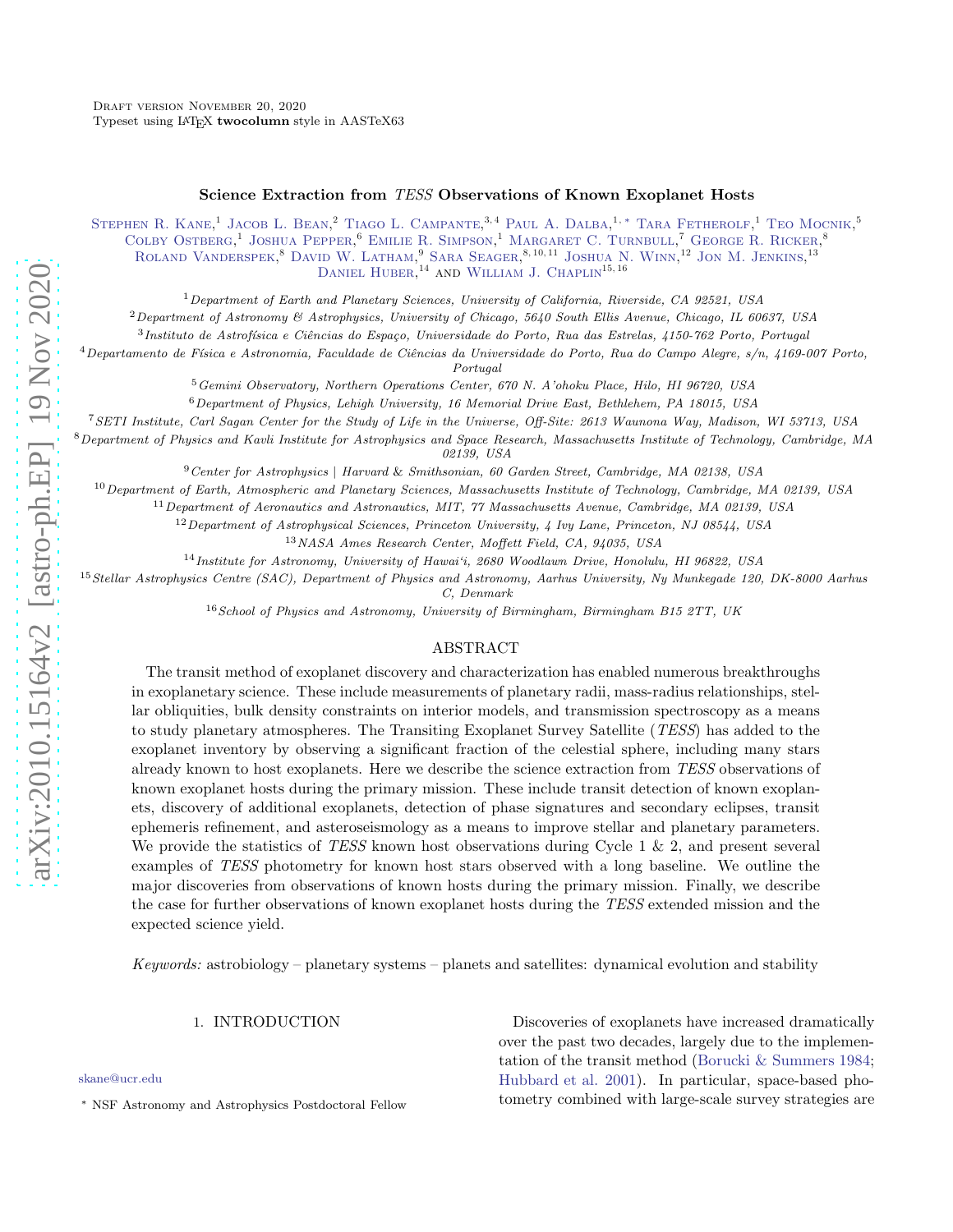Draft version November 20, 2020
Typeset using LaTeX **twocolumn** style in AASTeX63

# Science Extraction from *TESS* Observations of Known Exoplanet Hosts

Stephen R. Kane,[1] Jacob L. Bean,[2] Tiago L. Campante,[3,4] Paul A. Dalba,[1,*] Tara Fetherolf,[1] Teo Mocnik,[5] Colby Ostberg,[1] Joshua Pepper,[6] Emilie R. Simpson,[1] Margaret C. Turnbull,[7] George R. Ricker,[8] Roland Vanderspek,[8] David W. Latham,[9] Sara Seager,[8,10,11] Joshua N. Winn,[12] Jon M. Jenkins,[13] Daniel Huber,[14] and William J. Chaplin[15,16]

[1] *Department of Earth and Planetary Sciences, University of California, Riverside, CA 92521, USA*

[2] *Department of Astronomy & Astrophysics, University of Chicago, 5640 South Ellis Avenue, Chicago, IL 60637, USA*

[3] *Instituto de Astrofísica e Ciências do Espaço, Universidade do Porto, Rua das Estrelas, 4150-762 Porto, Portugal*

[4] *Departamento de Física e Astronomia, Faculdade de Ciências da Universidade do Porto, Rua do Campo Alegre, s/n, 4169-007 Porto, Portugal*

[5] *Gemini Observatory, Northern Operations Center, 670 N. A'ohoku Place, Hilo, HI 96720, USA*

[6] *Department of Physics, Lehigh University, 16 Memorial Drive East, Bethlehem, PA 18015, USA*

[7] *SETI Institute, Carl Sagan Center for the Study of Life in the Universe, Off-Site: 2613 Waunona Way, Madison, WI 53713, USA*

[8] *Department of Physics and Kavli Institute for Astrophysics and Space Research, Massachusetts Institute of Technology, Cambridge, MA 02139, USA*

[9] *Center for Astrophysics | Harvard & Smithsonian, 60 Garden Street, Cambridge, MA 02138, USA*

[10] *Department of Earth, Atmospheric and Planetary Sciences, Massachusetts Institute of Technology, Cambridge, MA 02139, USA*

[11] *Department of Aeronautics and Astronautics, MIT, 77 Massachusetts Avenue, Cambridge, MA 02139, USA*

[12] *Department of Astrophysical Sciences, Princeton University, 4 Ivy Lane, Princeton, NJ 08544, USA*

[13] *NASA Ames Research Center, Moffett Field, CA, 94035, USA*

[14] *Institute for Astronomy, University of Hawai'i, 2680 Woodlawn Drive, Honolulu, HI 96822, USA*

[15] *Stellar Astrophysics Centre (SAC), Department of Physics and Astronomy, Aarhus University, Ny Munkegade 120, DK-8000 Aarhus C, Denmark*

[16] *School of Physics and Astronomy, University of Birmingham, Birmingham B15 2TT, UK*

## ABSTRACT

The transit method of exoplanet discovery and characterization has enabled numerous breakthroughs in exoplanetary science. These include measurements of planetary radii, mass-radius relationships, stellar obliquities, bulk density constraints on interior models, and transmission spectroscopy as a means to study planetary atmospheres. The Transiting Exoplanet Survey Satellite (*TESS*) has added to the exoplanet inventory by observing a significant fraction of the celestial sphere, including many stars already known to host exoplanets. Here we describe the science extraction from *TESS* observations of known exoplanet hosts during the primary mission. These include transit detection of known exoplanets, discovery of additional exoplanets, detection of phase signatures and secondary eclipses, transit ephemeris refinement, and asteroseismology as a means to improve stellar and planetary parameters. We provide the statistics of *TESS* known host observations during Cycle 1 & 2, and present several examples of *TESS* photometry for known host stars observed with a long baseline. We outline the major discoveries from observations of known hosts during the primary mission. Finally, we describe the case for further observations of known exoplanet hosts during the *TESS* extended mission and the expected science yield.

*Keywords:* astrobiology – planetary systems – planets and satellites: dynamical evolution and stability

## 1. INTRODUCTION

Discoveries of exoplanets have increased dramatically over the past two decades, largely due to the implementation of the transit method (Borucki & Summers 1984; Hubbard et al. 2001). In particular, space-based photometry combined with large-scale survey strategies are

skane@ucr.edu

* NSF Astronomy and Astrophysics Postdoctoral Fellow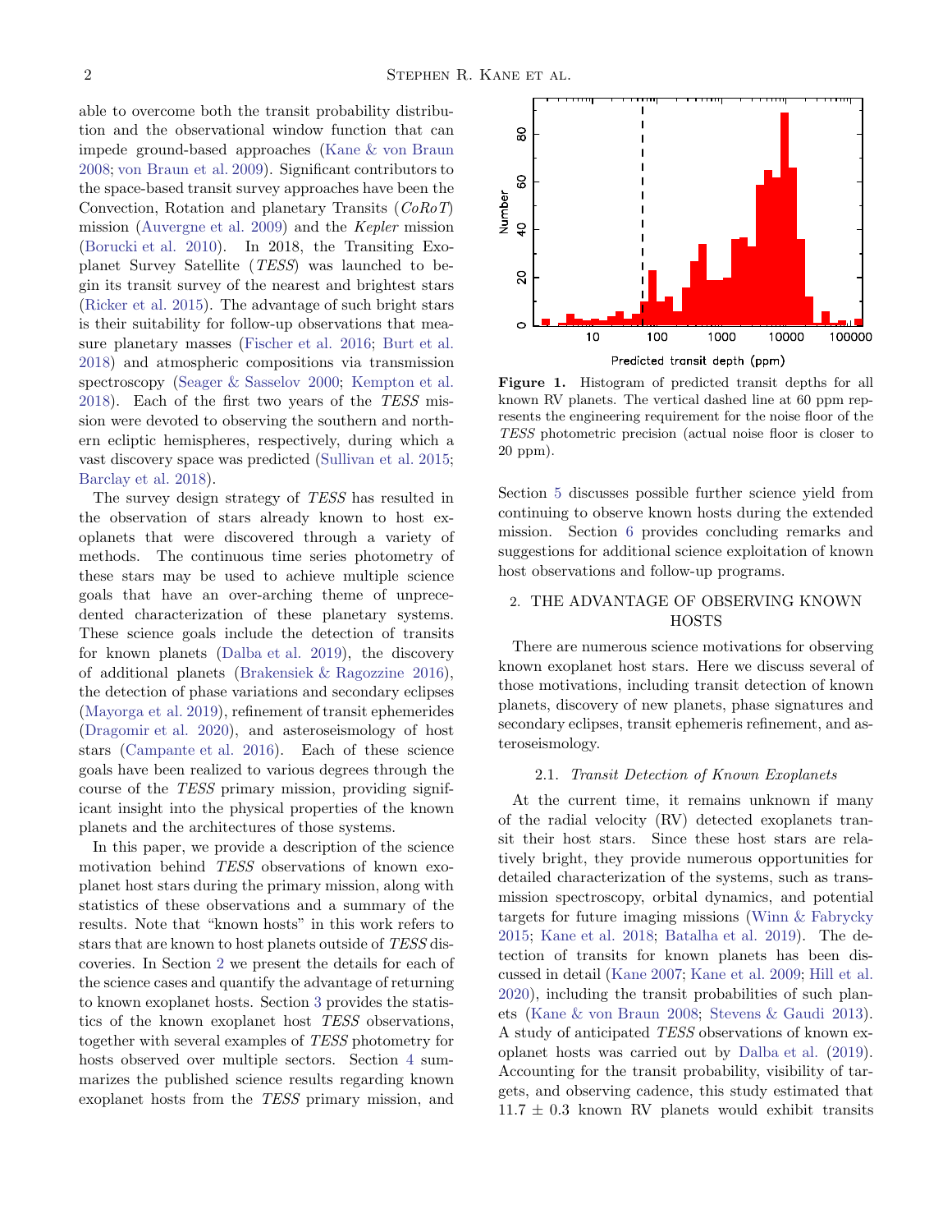able to overcome both the transit probability distribution and the observational window function that can impede ground-based approaches (Kane & von Braun 2008; von Braun et al. 2009). Significant contributors to the space-based transit survey approaches have been the Convection, Rotation and planetary Transits (*CoRoT*) mission (Auvergne et al. 2009) and the *Kepler* mission (Borucki et al. 2010). In 2018, the Transiting Exoplanet Survey Satellite (*TESS*) was launched to begin its transit survey of the nearest and brightest stars (Ricker et al. 2015). The advantage of such bright stars is their suitability for follow-up observations that measure planetary masses (Fischer et al. 2016; Burt et al. 2018) and atmospheric compositions via transmission spectroscopy (Seager & Sasselov 2000; Kempton et al. 2018). Each of the first two years of the *TESS* mission were devoted to observing the southern and northern ecliptic hemispheres, respectively, during which a vast discovery space was predicted (Sullivan et al. 2015; Barclay et al. 2018).

The survey design strategy of *TESS* has resulted in the observation of stars already known to host exoplanets that were discovered through a variety of methods. The continuous time series photometry of these stars may be used to achieve multiple science goals that have an over-arching theme of unprecedented characterization of these planetary systems. These science goals include the detection of transits for known planets (Dalba et al. 2019), the discovery of additional planets (Brakensiek & Ragozzine 2016), the detection of phase variations and secondary eclipses (Mayorga et al. 2019), refinement of transit ephemerides (Dragomir et al. 2020), and asteroseismology of host stars (Campante et al. 2016). Each of these science goals have been realized to various degrees through the course of the *TESS* primary mission, providing significant insight into the physical properties of the known planets and the architectures of those systems.

In this paper, we provide a description of the science motivation behind *TESS* observations of known exoplanet host stars during the primary mission, along with statistics of these observations and a summary of the results. Note that "known hosts" in this work refers to stars that are known to host planets outside of *TESS* discoveries. In Section 2 we present the details for each of the science cases and quantify the advantage of returning to known exoplanet hosts. Section 3 provides the statistics of the known exoplanet host *TESS* observations, together with several examples of *TESS* photometry for hosts observed over multiple sectors. Section 4 summarizes the published science results regarding known exoplanet hosts from the *TESS* primary mission, and Section 5 discusses possible further science yield from continuing to observe known hosts during the extended mission. Section 6 provides concluding remarks and suggestions for additional science exploitation of known host observations and follow-up programs.

**Figure 1.** Histogram of predicted transit depths for all known RV planets. The vertical dashed line at 60 ppm represents the engineering requirement for the noise floor of the *TESS* photometric precision (actual noise floor is closer to 20 ppm).

## 2. THE ADVANTAGE OF OBSERVING KNOWN HOSTS

There are numerous science motivations for observing known exoplanet host stars. Here we discuss several of those motivations, including transit detection of known planets, discovery of new planets, phase signatures and secondary eclipses, transit ephemeris refinement, and asteroseismology.

### 2.1. *Transit Detection of Known Exoplanets*

At the current time, it remains unknown if many of the radial velocity (RV) detected exoplanets transit their host stars. Since these host stars are relatively bright, they provide numerous opportunities for detailed characterization of the systems, such as transmission spectroscopy, orbital dynamics, and potential targets for future imaging missions (Winn & Fabrycky 2015; Kane et al. 2018; Batalha et al. 2019). The detection of transits for known planets has been discussed in detail (Kane 2007; Kane et al. 2009; Hill et al. 2020), including the transit probabilities of such planets (Kane & von Braun 2008; Stevens & Gaudi 2013). A study of anticipated *TESS* observations of known exoplanet hosts was carried out by Dalba et al. (2019). Accounting for the transit probability, visibility of targets, and observing cadence, this study estimated that $11.7 \pm 0.3$ known RV planets would exhibit transits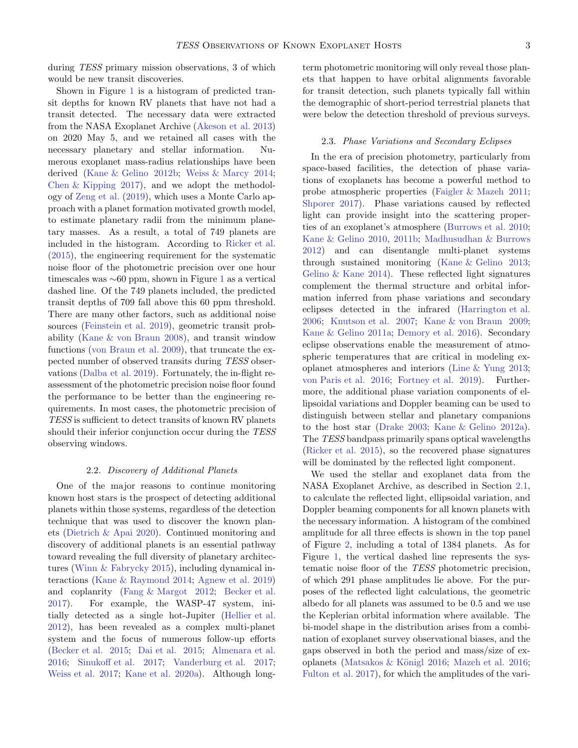during *TESS* primary mission observations, 3 of which would be new transit discoveries.

Shown in Figure 1 is a histogram of predicted transit depths for known RV planets that have not had a transit detected. The necessary data were extracted from the NASA Exoplanet Archive (Akeson et al. 2013) on 2020 May 5, and we retained all cases with the necessary planetary and stellar information. Numerous exoplanet mass-radius relationships have been derived (Kane & Gelino 2012b; Weiss & Marcy 2014; Chen & Kipping 2017), and we adopt the methodology of Zeng et al. (2019), which uses a Monte Carlo approach with a planet formation motivated growth model, to estimate planetary radii from the minimum planetary masses. As a result, a total of 749 planets are included in the histogram. According to Ricker et al. (2015), the engineering requirement for the systematic noise floor of the photometric precision over one hour timescales was ∼60 ppm, shown in Figure 1 as a vertical dashed line. Of the 749 planets included, the predicted transit depths of 709 fall above this 60 ppm threshold. There are many other factors, such as additional noise sources (Feinstein et al. 2019), geometric transit probability (Kane & von Braun 2008), and transit window functions (von Braun et al. 2009), that truncate the expected number of observed transits during *TESS* observations (Dalba et al. 2019). Fortunately, the in-flight reassessment of the photometric precision noise floor found the performance to be better than the engineering requirements. In most cases, the photometric precision of *TESS* is sufficient to detect transits of known RV planets should their inferior conjunction occur during the *TESS* observing windows.

### 2.2. *Discovery of Additional Planets*

One of the major reasons to continue monitoring known host stars is the prospect of detecting additional planets within those systems, regardless of the detection technique that was used to discover the known planets (Dietrich & Apai 2020). Continued monitoring and discovery of additional planets is an essential pathway toward revealing the full diversity of planetary architectures (Winn & Fabrycky 2015), including dynamical interactions (Kane & Raymond 2014; Agnew et al. 2019) and coplanrity (Fang & Margot 2012; Becker et al. 2017). For example, the WASP-47 system, initially detected as a single hot-Jupiter (Hellier et al. 2012), has been revealed as a complex multi-planet system and the focus of numerous follow-up efforts (Becker et al. 2015; Dai et al. 2015; Almenara et al. 2016; Sinukoff et al. 2017; Vanderburg et al. 2017; Weiss et al. 2017; Kane et al. 2020a). Although long-term photometric monitoring will only reveal those planets that happen to have orbital alignments favorable for transit detection, such planets typically fall within the demographic of short-period terrestrial planets that were below the detection threshold of previous surveys.

### 2.3. *Phase Variations and Secondary Eclipses*

In the era of precision photometry, particularly from space-based facilities, the detection of phase variations of exoplanets has become a powerful method to probe atmospheric properties (Faigler & Mazeh 2011; Shporer 2017). Phase variations caused by reflected light can provide insight into the scattering properties of an exoplanet's atmosphere (Burrows et al. 2010; Kane & Gelino 2010, 2011b; Madhusudhan & Burrows 2012) and can disentangle multi-planet systems through sustained monitoring (Kane & Gelino 2013; Gelino & Kane 2014). These reflected light signatures complement the thermal structure and orbital information inferred from phase variations and secondary eclipses detected in the infrared (Harrington et al. 2006; Knutson et al. 2007; Kane & von Braun 2009; Kane & Gelino 2011a; Demory et al. 2016). Secondary eclipse observations enable the measurement of atmospheric temperatures that are critical in modeling exoplanet atmospheres and interiors (Line & Yung 2013; von Paris et al. 2016; Fortney et al. 2019). Furthermore, the additional phase variation components of ellipsoidal variations and Doppler beaming can be used to distinguish between stellar and planetary companions to the host star (Drake 2003; Kane & Gelino 2012a). The *TESS* bandpass primarily spans optical wavelengths (Ricker et al. 2015), so the recovered phase signatures will be dominated by the reflected light component.

We used the stellar and exoplanet data from the NASA Exoplanet Archive, as described in Section 2.1, to calculate the reflected light, ellipsoidal variation, and Doppler beaming components for all known planets with the necessary information. A histogram of the combined amplitude for all three effects is shown in the top panel of Figure 2, including a total of 1384 planets. As for Figure 1, the vertical dashed line represents the systematic noise floor of the *TESS* photometric precision, of which 291 phase amplitudes lie above. For the purposes of the reflected light calculations, the geometric albedo for all planets was assumed to be 0.5 and we use the Keplerian orbital information where available. The bi-model shape in the distribution arises from a combination of exoplanet survey observational biases, and the gaps observed in both the period and mass/size of exoplanets (Matsakos & Königl 2016; Mazeh et al. 2016; Fulton et al. 2017), for which the amplitudes of the vari-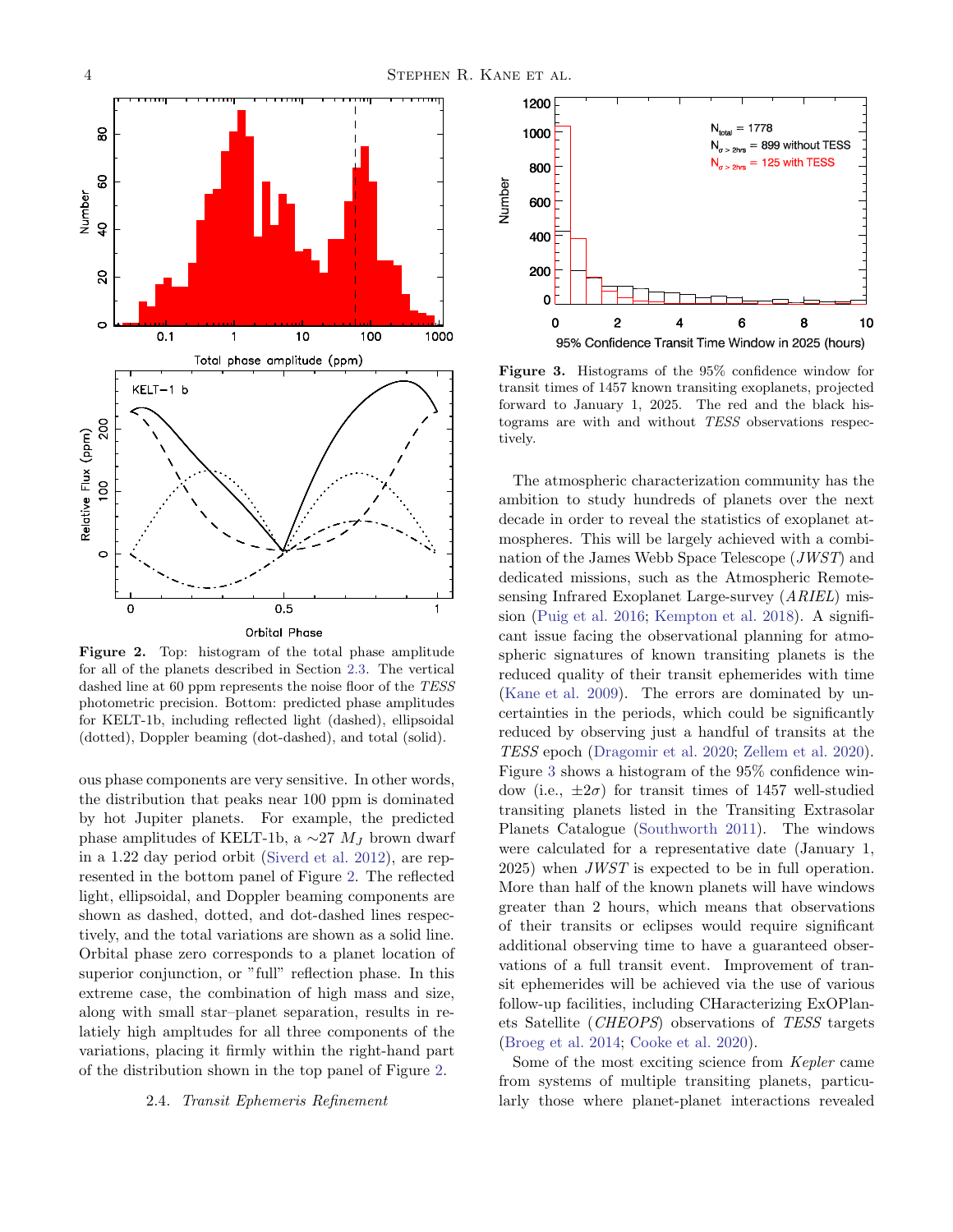**Figure 2.** Top: histogram of the total phase amplitude for all of the planets described in Section 2.3. The vertical dashed line at 60 ppm represents the noise floor of the *TESS* photometric precision. Bottom: predicted phase amplitudes for KELT-1b, including reflected light (dashed), ellipsoidal (dotted), Doppler beaming (dot-dashed), and total (solid).

ous phase components are very sensitive. In other words, the distribution that peaks near 100 ppm is dominated by hot Jupiter planets. For example, the predicted phase amplitudes of KELT-1b, a $\sim$27 $M_J$ brown dwarf in a 1.22 day period orbit (Siverd et al. 2012), are represented in the bottom panel of Figure 2. The reflected light, ellipsoidal, and Doppler beaming components are shown as dashed, dotted, and dot-dashed lines respectively, and the total variations are shown as a solid line. Orbital phase zero corresponds to a planet location of superior conjunction, or "full" reflection phase. In this extreme case, the combination of high mass and size, along with small star–planet separation, results in relatiely high ampltudes for all three components of the variations, placing it firmly within the right-hand part of the distribution shown in the top panel of Figure 2.

### 2.4. *Transit Ephemeris Refinement*

**Figure 3.** Histograms of the 95% confidence window for transit times of 1457 known transiting exoplanets, projected forward to January 1, 2025. The red and the black histograms are with and without *TESS* observations respectively.

The atmospheric characterization community has the ambition to study hundreds of planets over the next decade in order to reveal the statistics of exoplanet atmospheres. This will be largely achieved with a combination of the James Webb Space Telescope (*JWST*) and dedicated missions, such as the Atmospheric Remote-sensing Infrared Exoplanet Large-survey (*ARIEL*) mission (Puig et al. 2016; Kempton et al. 2018). A significant issue facing the observational planning for atmospheric signatures of known transiting planets is the reduced quality of their transit ephemerides with time (Kane et al. 2009). The errors are dominated by uncertainties in the periods, which could be significantly reduced by observing just a handful of transits at the *TESS* epoch (Dragomir et al. 2020; Zellem et al. 2020). Figure 3 shows a histogram of the 95% confidence window (i.e., $\pm 2\sigma$) for transit times of 1457 well-studied transiting planets listed in the Transiting Extrasolar Planets Catalogue (Southworth 2011). The windows were calculated for a representative date (January 1, 2025) when *JWST* is expected to be in full operation. More than half of the known planets will have windows greater than 2 hours, which means that observations of their transits or eclipses would require significant additional observing time to have a guaranteed observations of a full transit event. Improvement of transit ephemerides will be achieved via the use of various follow-up facilities, including CHaracterizing ExOPlanets Satellite (*CHEOPS*) observations of *TESS* targets (Broeg et al. 2014; Cooke et al. 2020).

Some of the most exciting science from *Kepler* came from systems of multiple transiting planets, particularly those where planet-planet interactions revealed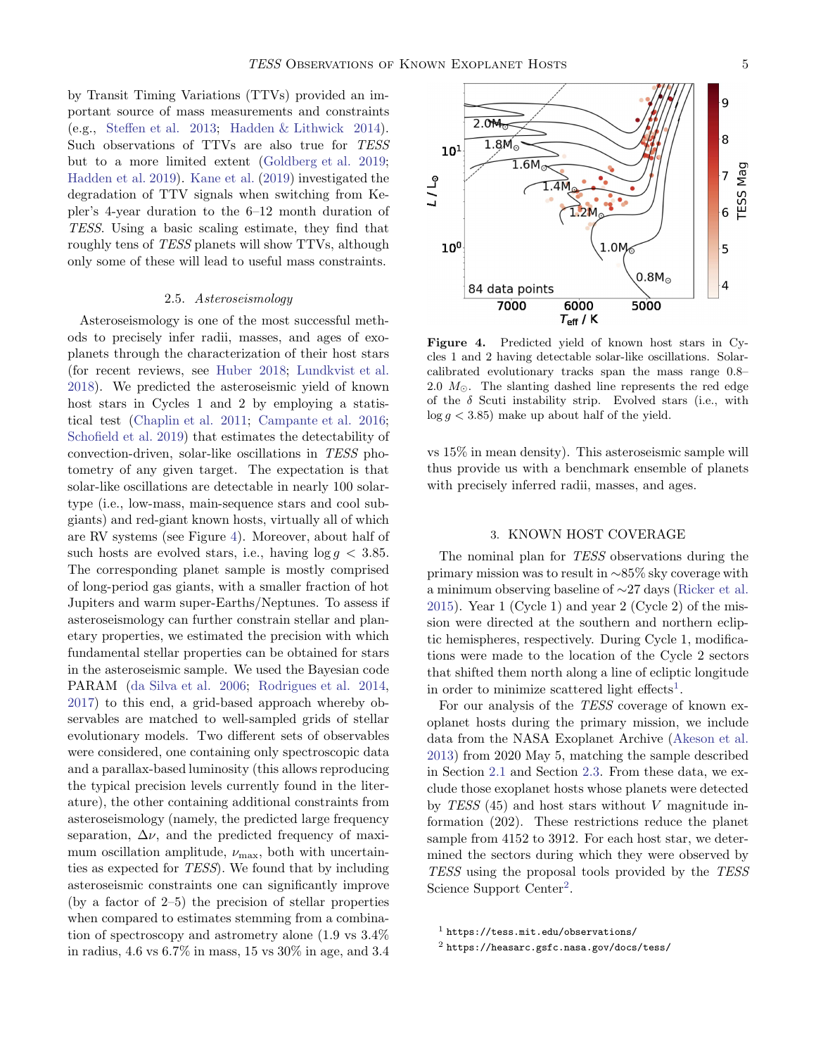by Transit Timing Variations (TTVs) provided an important source of mass measurements and constraints (e.g., Steffen et al. 2013; Hadden & Lithwick 2014). Such observations of TTVs are also true for *TESS* but to a more limited extent (Goldberg et al. 2019; Hadden et al. 2019). Kane et al. (2019) investigated the degradation of TTV signals when switching from Kepler's 4-year duration to the 6–12 month duration of *TESS*. Using a basic scaling estimate, they find that roughly tens of *TESS* planets will show TTVs, although only some of these will lead to useful mass constraints.

### 2.5. *Asteroseismology*

Asteroseismology is one of the most successful methods to precisely infer radii, masses, and ages of exoplanets through the characterization of their host stars (for recent reviews, see Huber 2018; Lundkvist et al. 2018). We predicted the asteroseismic yield of known host stars in Cycles 1 and 2 by employing a statistical test (Chaplin et al. 2011; Campante et al. 2016; Schofield et al. 2019) that estimates the detectability of convection-driven, solar-like oscillations in *TESS* photometry of any given target. The expectation is that solar-like oscillations are detectable in nearly 100 solar-type (i.e., low-mass, main-sequence stars and cool subgiants) and red-giant known hosts, virtually all of which are RV systems (see Figure 4). Moreover, about half of such hosts are evolved stars, i.e., having $\log g < 3.85$. The corresponding planet sample is mostly comprised of long-period gas giants, with a smaller fraction of hot Jupiters and warm super-Earths/Neptunes. To assess if asteroseismology can further constrain stellar and planetary properties, we estimated the precision with which fundamental stellar properties can be obtained for stars in the asteroseismic sample. We used the Bayesian code PARAM (da Silva et al. 2006; Rodrigues et al. 2014, 2017) to this end, a grid-based approach whereby observables are matched to well-sampled grids of stellar evolutionary models. Two different sets of observables were considered, one containing only spectroscopic data and a parallax-based luminosity (this allows reproducing the typical precision levels currently found in the literature), the other containing additional constraints from asteroseismology (namely, the predicted large frequency separation, $\Delta\nu$, and the predicted frequency of maximum oscillation amplitude, $\nu_{\rm max}$, both with uncertainties as expected for *TESS*). We found that by including asteroseismic constraints one can significantly improve (by a factor of 2–5) the precision of stellar properties when compared to estimates stemming from a combination of spectroscopy and astrometry alone (1.9 vs 3.4% in radius, 4.6 vs 6.7% in mass, 15 vs 30% in age, and 3.4 vs 15% in mean density). This asteroseismic sample will thus provide us with a benchmark ensemble of planets with precisely inferred radii, masses, and ages.

**Figure 4.** Predicted yield of known host stars in Cycles 1 and 2 having detectable solar-like oscillations. Solar-calibrated evolutionary tracks span the mass range 0.8–2.0 $M_\odot$. The slanting dashed line represents the red edge of the $\delta$ Scuti instability strip. Evolved stars (i.e., with $\log g < 3.85$) make up about half of the yield.

## 3. KNOWN HOST COVERAGE

The nominal plan for *TESS* observations during the primary mission was to result in ∼85% sky coverage with a minimum observing baseline of ∼27 days (Ricker et al. 2015). Year 1 (Cycle 1) and year 2 (Cycle 2) of the mission were directed at the southern and northern ecliptic hemispheres, respectively. During Cycle 1, modifications were made to the location of the Cycle 2 sectors that shifted them north along a line of ecliptic longitude in order to minimize scattered light effects[1].

For our analysis of the *TESS* coverage of known exoplanet hosts during the primary mission, we include data from the NASA Exoplanet Archive (Akeson et al. 2013) from 2020 May 5, matching the sample described in Section 2.1 and Section 2.3. From these data, we exclude those exoplanet hosts whose planets were detected by *TESS* (45) and host stars without $V$ magnitude information (202). These restrictions reduce the planet sample from 4152 to 3912. For each host star, we determined the sectors during which they were observed by *TESS* using the proposal tools provided by the *TESS* Science Support Center[2].

[1] https://tess.mit.edu/observations/

[2] https://heasarc.gsfc.nasa.gov/docs/tess/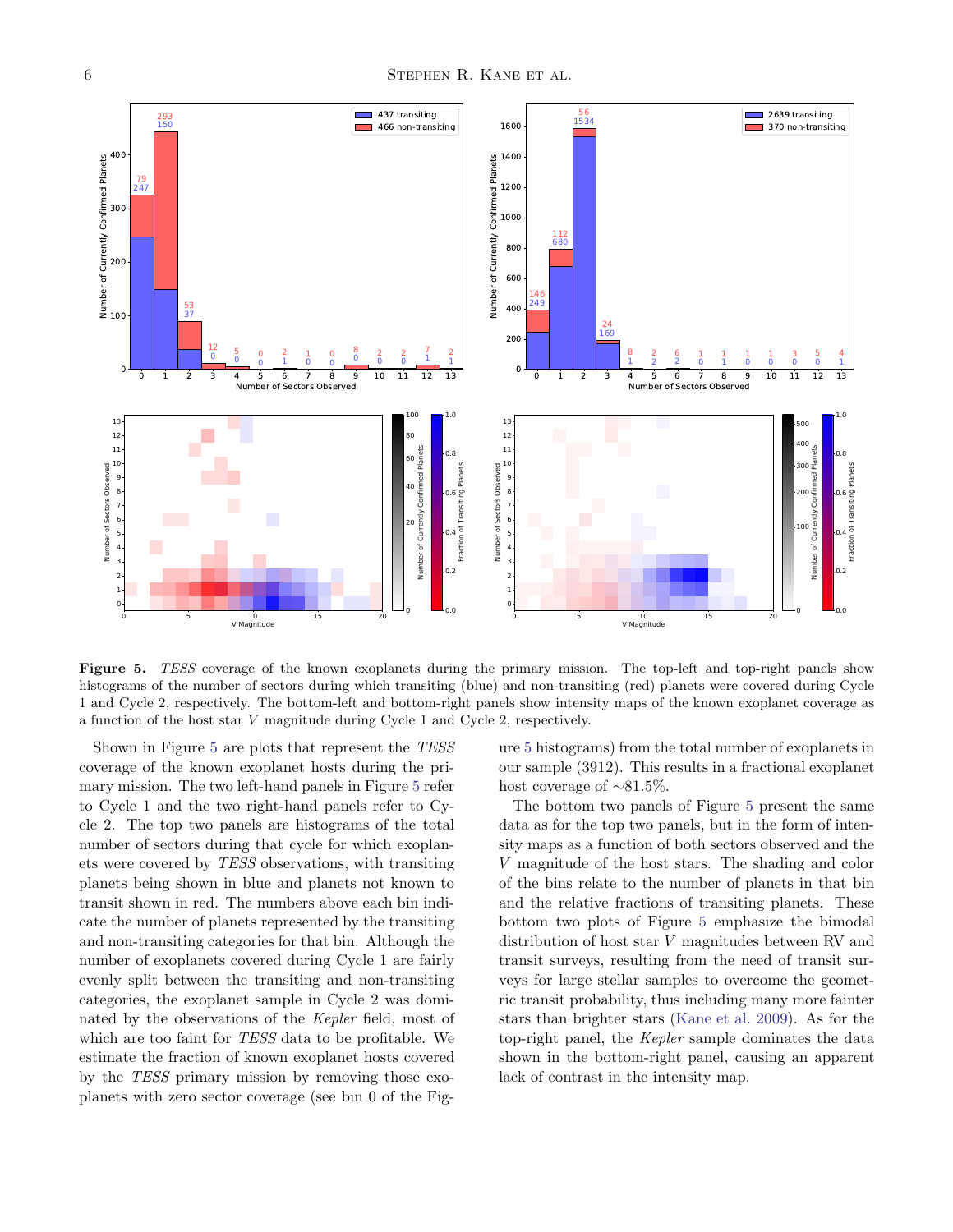**Figure 5.** *TESS* coverage of the known exoplanets during the primary mission. The top-left and top-right panels show histograms of the number of sectors during which transiting (blue) and non-transiting (red) planets were covered during Cycle 1 and Cycle 2, respectively. The bottom-left and bottom-right panels show intensity maps of the known exoplanet coverage as a function of the host star $V$ magnitude during Cycle 1 and Cycle 2, respectively.

Shown in Figure 5 are plots that represent the *TESS* coverage of the known exoplanet hosts during the primary mission. The two left-hand panels in Figure 5 refer to Cycle 1 and the two right-hand panels refer to Cycle 2. The top two panels are histograms of the total number of sectors during that cycle for which exoplanets were covered by *TESS* observations, with transiting planets being shown in blue and planets not known to transit shown in red. The numbers above each bin indicate the number of planets represented by the transiting and non-transiting categories for that bin. Although the number of exoplanets covered during Cycle 1 are fairly evenly split between the transiting and non-transiting categories, the exoplanet sample in Cycle 2 was dominated by the observations of the *Kepler* field, most of which are too faint for *TESS* data to be profitable. We estimate the fraction of known exoplanet hosts covered by the *TESS* primary mission by removing those exoplanets with zero sector coverage (see bin 0 of the Figure 5 histograms) from the total number of exoplanets in our sample (3912). This results in a fractional exoplanet host coverage of $\sim$81.5%.

The bottom two panels of Figure 5 present the same data as for the top two panels, but in the form of intensity maps as a function of both sectors observed and the $V$ magnitude of the host stars. The shading and color of the bins relate to the number of planets in that bin and the relative fractions of transiting planets. These bottom two plots of Figure 5 emphasize the bimodal distribution of host star $V$ magnitudes between RV and transit surveys, resulting from the need of transit surveys for large stellar samples to overcome the geometric transit probability, thus including many more fainter stars than brighter stars (Kane et al. 2009). As for the top-right panel, the *Kepler* sample dominates the data shown in the bottom-right panel, causing an apparent lack of contrast in the intensity map.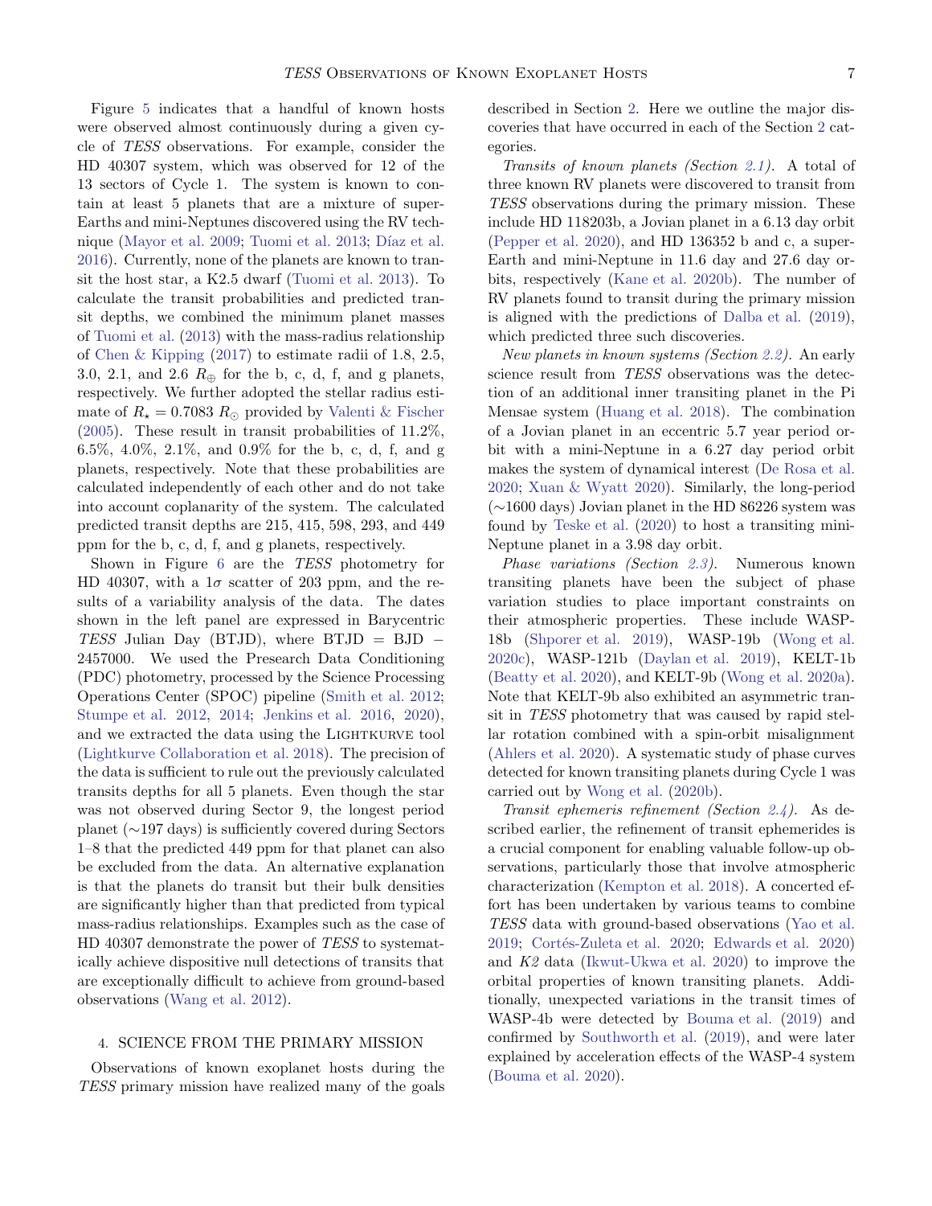Figure 5 indicates that a handful of known hosts were observed almost continuously during a given cycle of *TESS* observations. For example, consider the HD 40307 system, which was observed for 12 of the 13 sectors of Cycle 1. The system is known to contain at least 5 planets that are a mixture of super-Earths and mini-Neptunes discovered using the RV technique (Mayor et al. 2009; Tuomi et al. 2013; Díaz et al. 2016). Currently, none of the planets are known to transit the host star, a K2.5 dwarf (Tuomi et al. 2013). To calculate the transit probabilities and predicted transit depths, we combined the minimum planet masses of Tuomi et al. (2013) with the mass-radius relationship of Chen & Kipping (2017) to estimate radii of 1.8, 2.5, 3.0, 2.1, and 2.6 $R_\oplus$ for the b, c, d, f, and g planets, respectively. We further adopted the stellar radius estimate of $R_\star = 0.7083\ R_\odot$ provided by Valenti & Fischer (2005). These result in transit probabilities of 11.2%, 6.5%, 4.0%, 2.1%, and 0.9% for the b, c, d, f, and g planets, respectively. Note that these probabilities are calculated independently of each other and do not take into account coplanarity of the system. The calculated predicted transit depths are 215, 415, 598, 293, and 449 ppm for the b, c, d, f, and g planets, respectively.

Shown in Figure 6 are the *TESS* photometry for HD 40307, with a $1\sigma$ scatter of 203 ppm, and the results of a variability analysis of the data. The dates shown in the left panel are expressed in Barycentric *TESS* Julian Day (BTJD), where BTJD = BJD − 2457000. We used the Presearch Data Conditioning (PDC) photometry, processed by the Science Processing Operations Center (SPOC) pipeline (Smith et al. 2012; Stumpe et al. 2012, 2014; Jenkins et al. 2016, 2020), and we extracted the data using the Lightkurve tool (Lightkurve Collaboration et al. 2018). The precision of the data is sufficient to rule out the previously calculated transits depths for all 5 planets. Even though the star was not observed during Sector 9, the longest period planet (∼197 days) is sufficiently covered during Sectors 1–8 that the predicted 449 ppm for that planet can also be excluded from the data. An alternative explanation is that the planets do transit but their bulk densities are significantly higher than that predicted from typical mass-radius relationships. Examples such as the case of HD 40307 demonstrate the power of *TESS* to systematically achieve dispositive null detections of transits that are exceptionally difficult to achieve from ground-based observations (Wang et al. 2012).

## 4. SCIENCE FROM THE PRIMARY MISSION

Observations of known exoplanet hosts during the *TESS* primary mission have realized many of the goals described in Section 2. Here we outline the major discoveries that have occurred in each of the Section 2 categories.

*Transits of known planets (Section 2.1).* A total of three known RV planets were discovered to transit from *TESS* observations during the primary mission. These include HD 118203b, a Jovian planet in a 6.13 day orbit (Pepper et al. 2020), and HD 136352 b and c, a super-Earth and mini-Neptune in 11.6 day and 27.6 day orbits, respectively (Kane et al. 2020b). The number of RV planets found to transit during the primary mission is aligned with the predictions of Dalba et al. (2019), which predicted three such discoveries.

*New planets in known systems (Section 2.2).* An early science result from *TESS* observations was the detection of an additional inner transiting planet in the Pi Mensae system (Huang et al. 2018). The combination of a Jovian planet in an eccentric 5.7 year period orbit with a mini-Neptune in a 6.27 day period orbit makes the system of dynamical interest (De Rosa et al. 2020; Xuan & Wyatt 2020). Similarly, the long-period (∼1600 days) Jovian planet in the HD 86226 system was found by Teske et al. (2020) to host a transiting mini-Neptune planet in a 3.98 day orbit.

*Phase variations (Section 2.3).* Numerous known transiting planets have been the subject of phase variation studies to place important constraints on their atmospheric properties. These include WASP-18b (Shporer et al. 2019), WASP-19b (Wong et al. 2020c), WASP-121b (Daylan et al. 2019), KELT-1b (Beatty et al. 2020), and KELT-9b (Wong et al. 2020a). Note that KELT-9b also exhibited an asymmetric transit in *TESS* photometry that was caused by rapid stellar rotation combined with a spin-orbit misalignment (Ahlers et al. 2020). A systematic study of phase curves detected for known transiting planets during Cycle 1 was carried out by Wong et al. (2020b).

*Transit ephemeris refinement (Section 2.4).* As described earlier, the refinement of transit ephemerides is a crucial component for enabling valuable follow-up observations, particularly those that involve atmospheric characterization (Kempton et al. 2018). A concerted effort has been undertaken by various teams to combine *TESS* data with ground-based observations (Yao et al. 2019; Cortés-Zuleta et al. 2020; Edwards et al. 2020) and *K2* data (Ikwut-Ukwa et al. 2020) to improve the orbital properties of known transiting planets. Additionally, unexpected variations in the transit times of WASP-4b were detected by Bouma et al. (2019) and confirmed by Southworth et al. (2019), and were later explained by acceleration effects of the WASP-4 system (Bouma et al. 2020).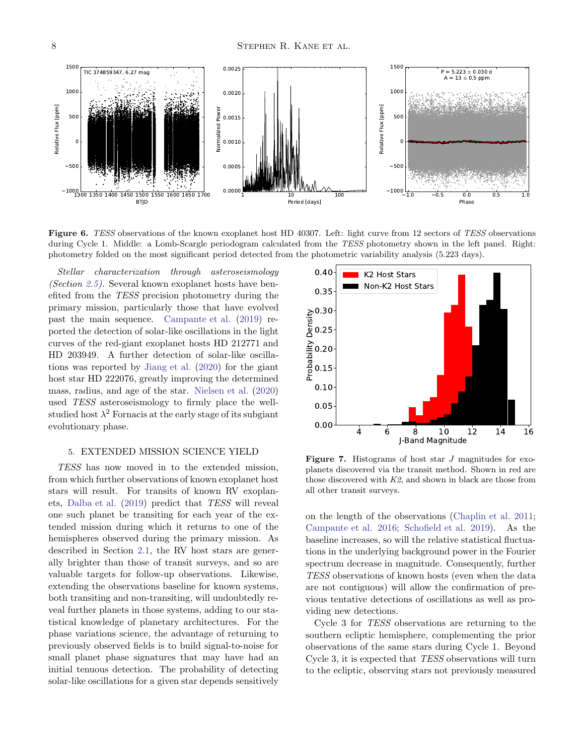**Figure 6.** *TESS* observations of the known exoplanet host HD 40307. Left: light curve from 12 sectors of *TESS* observations during Cycle 1. Middle: a Lomb-Scargle periodogram calculated from the *TESS* photometry shown in the left panel. Right: photometry folded on the most significant period detected from the photometric variability analysis (5.223 days).

*Stellar characterization through asteroseismology (Section 2.5).* Several known exoplanet hosts have benefited from the *TESS* precision photometry during the primary mission, particularly those that have evolved past the main sequence. Campante et al. (2019) reported the detection of solar-like oscillations in the light curves of the red-giant exoplanet hosts HD 212771 and HD 203949. A further detection of solar-like oscillations was reported by Jiang et al. (2020) for the giant host star HD 222076, greatly improving the determined mass, radius, and age of the star. Nielsen et al. (2020) used *TESS* asteroseismology to firmly place the well-studied host $\lambda^2$ Fornacis at the early stage of its subgiant evolutionary phase.

## 5. EXTENDED MISSION SCIENCE YIELD

*TESS* has now moved in to the extended mission, from which further observations of known exoplanet host stars will result. For transits of known RV exoplanets, Dalba et al. (2019) predict that *TESS* will reveal one such planet be transiting for each year of the extended mission during which it returns to one of the hemispheres observed during the primary mission. As described in Section 2.1, the RV host stars are generally brighter than those of transit surveys, and so are valuable targets for follow-up observations. Likewise, extending the observations baseline for known systems, both transiting and non-transiting, will undoubtedly reveal further planets in those systems, adding to our statistical knowledge of planetary architectures. For the phase variations science, the advantage of returning to previously observed fields is to build signal-to-noise for small planet phase signatures that may have had an initial tenuous detection. The probability of detecting solar-like oscillations for a given star depends sensitively on the length of the observations (Chaplin et al. 2011; Campante et al. 2016; Schofield et al. 2019). As the baseline increases, so will the relative statistical fluctuations in the underlying background power in the Fourier spectrum decrease in magnitude. Consequently, further *TESS* observations of known hosts (even when the data are not contiguous) will allow the confirmation of previous tentative detections of oscillations as well as providing new detections.

**Figure 7.** Histograms of host star $J$ magnitudes for exoplanets discovered via the transit method. Shown in red are those discovered with *K2*, and shown in black are those from all other transit surveys.

Cycle 3 for *TESS* observations are returning to the southern ecliptic hemisphere, complementing the prior observations of the same stars during Cycle 1. Beyond Cycle 3, it is expected that *TESS* observations will turn to the ecliptic, observing stars not previously measured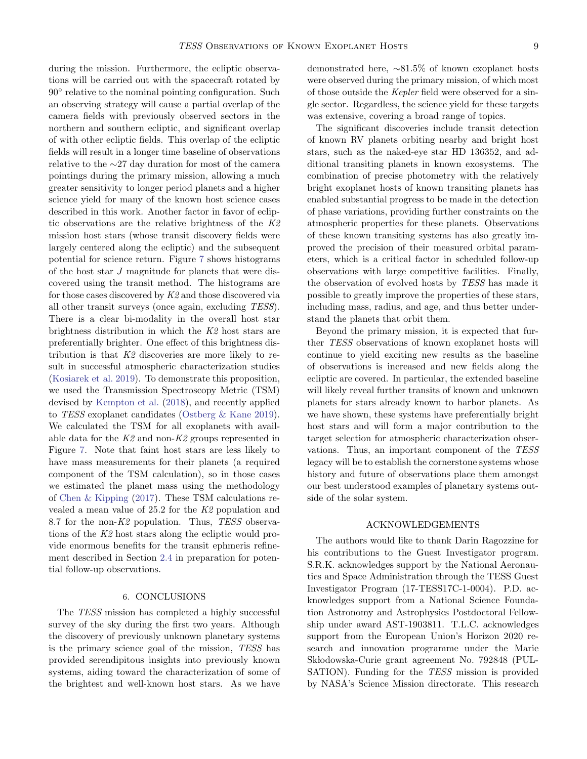during the mission. Furthermore, the ecliptic observations will be carried out with the spacecraft rotated by $90^\circ$ relative to the nominal pointing configuration. Such an observing strategy will cause a partial overlap of the camera fields with previously observed sectors in the northern and southern ecliptic, and significant overlap of with other ecliptic fields. This overlap of the ecliptic fields will result in a longer time baseline of observations relative to the $\sim$27 day duration for most of the camera pointings during the primary mission, allowing a much greater sensitivity to longer period planets and a higher science yield for many of the known host science cases described in this work. Another factor in favor of ecliptic observations are the relative brightness of the *K2* mission host stars (whose transit discovery fields were largely centered along the ecliptic) and the subsequent potential for science return. Figure 7 shows histograms of the host star $J$ magnitude for planets that were discovered using the transit method. The histograms are for those cases discovered by *K2* and those discovered via all other transit surveys (once again, excluding *TESS*). There is a clear bi-modality in the overall host star brightness distribution in which the *K2* host stars are preferentially brighter. One effect of this brightness distribution is that *K2* discoveries are more likely to result in successful atmospheric characterization studies (Kosiarek et al. 2019). To demonstrate this proposition, we used the Transmission Spectroscopy Metric (TSM) devised by Kempton et al. (2018), and recently applied to *TESS* exoplanet candidates (Ostberg & Kane 2019). We calculated the TSM for all exoplanets with available data for the *K2* and non-*K2* groups represented in Figure 7. Note that faint host stars are less likely to have mass measurements for their planets (a required component of the TSM calculation), so in those cases we estimated the planet mass using the methodology of Chen & Kipping (2017). These TSM calculations revealed a mean value of 25.2 for the *K2* population and 8.7 for the non-*K2* population. Thus, *TESS* observations of the *K2* host stars along the ecliptic would provide enormous benefits for the transit ephmeris refinement described in Section 2.4 in preparation for potential follow-up observations.

## 6. CONCLUSIONS

The *TESS* mission has completed a highly successful survey of the sky during the first two years. Although the discovery of previously unknown planetary systems is the primary science goal of the mission, *TESS* has provided serendipitous insights into previously known systems, aiding toward the characterization of some of the brightest and well-known host stars. As we have demonstrated here, $\sim$81.5% of known exoplanet hosts were observed during the primary mission, of which most of those outside the *Kepler* field were observed for a single sector. Regardless, the science yield for these targets was extensive, covering a broad range of topics.

The significant discoveries include transit detection of known RV planets orbiting nearby and bright host stars, such as the naked-eye star HD 136352, and additional transiting planets in known exosystems. The combination of precise photometry with the relatively bright exoplanet hosts of known transiting planets has enabled substantial progress to be made in the detection of phase variations, providing further constraints on the atmospheric properties for these planets. Observations of these known transiting systems has also greatly improved the precision of their measured orbital parameters, which is a critical factor in scheduled follow-up observations with large competitive facilities. Finally, the observation of evolved hosts by *TESS* has made it possible to greatly improve the properties of these stars, including mass, radius, and age, and thus better understand the planets that orbit them.

Beyond the primary mission, it is expected that further *TESS* observations of known exoplanet hosts will continue to yield exciting new results as the baseline of observations is increased and new fields along the ecliptic are covered. In particular, the extended baseline will likely reveal further transits of known and unknown planets for stars already known to harbor planets. As we have shown, these systems have preferentially bright host stars and will form a major contribution to the target selection for atmospheric characterization observations. Thus, an important component of the *TESS* legacy will be to establish the cornerstone systems whose history and future of observations place them amongst our best understood examples of planetary systems outside of the solar system.

## ACKNOWLEDGEMENTS

The authors would like to thank Darin Ragozzine for his contributions to the Guest Investigator program. S.R.K. acknowledges support by the National Aeronautics and Space Administration through the TESS Guest Investigator Program (17-TESS17C-1-0004). P.D. acknowledges support from a National Science Foundation Astronomy and Astrophysics Postdoctoral Fellowship under award AST-1903811. T.L.C. acknowledges support from the European Union's Horizon 2020 research and innovation programme under the Marie Skłodowska-Curie grant agreement No. 792848 (PULSATION). Funding for the *TESS* mission is provided by NASA's Science Mission directorate. This research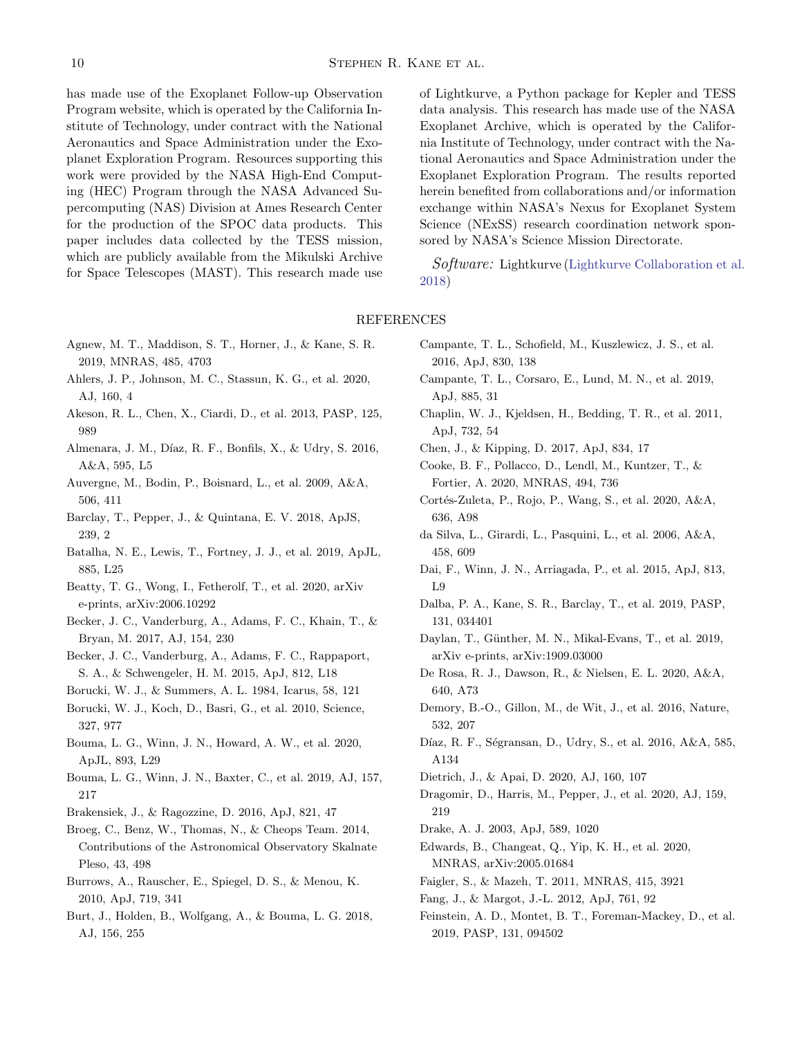has made use of the Exoplanet Follow-up Observation Program website, which is operated by the California Institute of Technology, under contract with the National Aeronautics and Space Administration under the Exoplanet Exploration Program. Resources supporting this work were provided by the NASA High-End Computing (HEC) Program through the NASA Advanced Supercomputing (NAS) Division at Ames Research Center for the production of the SPOC data products. This paper includes data collected by the TESS mission, which are publicly available from the Mikulski Archive for Space Telescopes (MAST). This research made use of Lightkurve, a Python package for Kepler and TESS data analysis. This research has made use of the NASA Exoplanet Archive, which is operated by the California Institute of Technology, under contract with the National Aeronautics and Space Administration under the Exoplanet Exploration Program. The results reported herein benefited from collaborations and/or information exchange within NASA's Nexus for Exoplanet System Science (NExSS) research coordination network sponsored by NASA's Science Mission Directorate.

*Software:* Lightkurve (Lightkurve Collaboration et al. 2018)

## REFERENCES

Agnew, M. T., Maddison, S. T., Horner, J., & Kane, S. R. 2019, MNRAS, 485, 4703

Ahlers, J. P., Johnson, M. C., Stassun, K. G., et al. 2020, AJ, 160, 4

Akeson, R. L., Chen, X., Ciardi, D., et al. 2013, PASP, 125, 989

Almenara, J. M., Díaz, R. F., Bonfils, X., & Udry, S. 2016, A&A, 595, L5

Auvergne, M., Bodin, P., Boisnard, L., et al. 2009, A&A, 506, 411

Barclay, T., Pepper, J., & Quintana, E. V. 2018, ApJS, 239, 2

Batalha, N. E., Lewis, T., Fortney, J. J., et al. 2019, ApJL, 885, L25

Beatty, T. G., Wong, I., Fetherolf, T., et al. 2020, arXiv e-prints, arXiv:2006.10292

Becker, J. C., Vanderburg, A., Adams, F. C., Khain, T., & Bryan, M. 2017, AJ, 154, 230

Becker, J. C., Vanderburg, A., Adams, F. C., Rappaport, S. A., & Schwengeler, H. M. 2015, ApJ, 812, L18

Borucki, W. J., & Summers, A. L. 1984, Icarus, 58, 121

Borucki, W. J., Koch, D., Basri, G., et al. 2010, Science, 327, 977

Bouma, L. G., Winn, J. N., Howard, A. W., et al. 2020, ApJL, 893, L29

Bouma, L. G., Winn, J. N., Baxter, C., et al. 2019, AJ, 157, 217

Brakensiek, J., & Ragozzine, D. 2016, ApJ, 821, 47

Broeg, C., Benz, W., Thomas, N., & Cheops Team. 2014, Contributions of the Astronomical Observatory Skalnate Pleso, 43, 498

Burrows, A., Rauscher, E., Spiegel, D. S., & Menou, K. 2010, ApJ, 719, 341

Burt, J., Holden, B., Wolfgang, A., & Bouma, L. G. 2018, AJ, 156, 255

Campante, T. L., Schofield, M., Kuszlewicz, J. S., et al. 2016, ApJ, 830, 138

Campante, T. L., Corsaro, E., Lund, M. N., et al. 2019, ApJ, 885, 31

Chaplin, W. J., Kjeldsen, H., Bedding, T. R., et al. 2011, ApJ, 732, 54

Chen, J., & Kipping, D. 2017, ApJ, 834, 17

Cooke, B. F., Pollacco, D., Lendl, M., Kuntzer, T., & Fortier, A. 2020, MNRAS, 494, 736

Cortés-Zuleta, P., Rojo, P., Wang, S., et al. 2020, A&A, 636, A98

da Silva, L., Girardi, L., Pasquini, L., et al. 2006, A&A, 458, 609

Dai, F., Winn, J. N., Arriagada, P., et al. 2015, ApJ, 813, L9

Dalba, P. A., Kane, S. R., Barclay, T., et al. 2019, PASP, 131, 034401

Daylan, T., Günther, M. N., Mikal-Evans, T., et al. 2019, arXiv e-prints, arXiv:1909.03000

De Rosa, R. J., Dawson, R., & Nielsen, E. L. 2020, A&A, 640, A73

Demory, B.-O., Gillon, M., de Wit, J., et al. 2016, Nature, 532, 207

Díaz, R. F., Ségransan, D., Udry, S., et al. 2016, A&A, 585, A134

Dietrich, J., & Apai, D. 2020, AJ, 160, 107

Dragomir, D., Harris, M., Pepper, J., et al. 2020, AJ, 159, 219

Drake, A. J. 2003, ApJ, 589, 1020

Edwards, B., Changeat, Q., Yip, K. H., et al. 2020, MNRAS, arXiv:2005.01684

Faigler, S., & Mazeh, T. 2011, MNRAS, 415, 3921

Fang, J., & Margot, J.-L. 2012, ApJ, 761, 92

Feinstein, A. D., Montet, B. T., Foreman-Mackey, D., et al. 2019, PASP, 131, 094502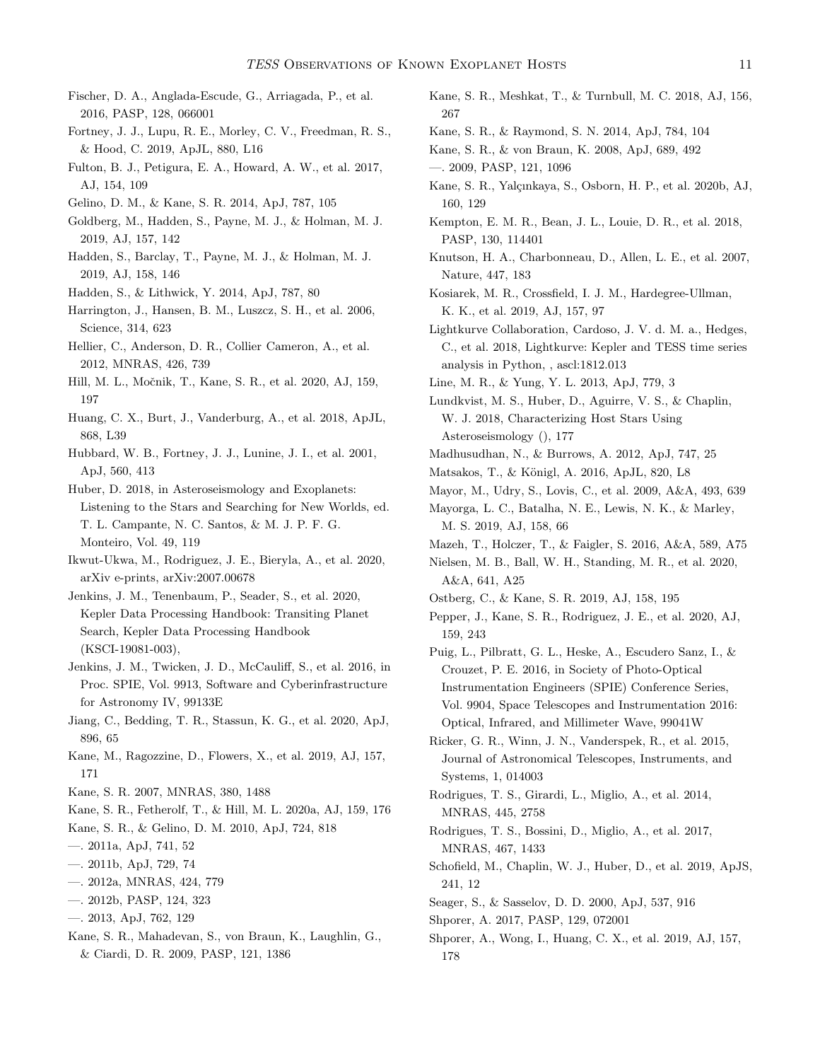Fischer, D. A., Anglada-Escude, G., Arriagada, P., et al. 2016, PASP, 128, 066001

Fortney, J. J., Lupu, R. E., Morley, C. V., Freedman, R. S., & Hood, C. 2019, ApJL, 880, L16

Fulton, B. J., Petigura, E. A., Howard, A. W., et al. 2017, AJ, 154, 109

Gelino, D. M., & Kane, S. R. 2014, ApJ, 787, 105

Goldberg, M., Hadden, S., Payne, M. J., & Holman, M. J. 2019, AJ, 157, 142

Hadden, S., Barclay, T., Payne, M. J., & Holman, M. J. 2019, AJ, 158, 146

Hadden, S., & Lithwick, Y. 2014, ApJ, 787, 80

Harrington, J., Hansen, B. M., Luszcz, S. H., et al. 2006, Science, 314, 623

Hellier, C., Anderson, D. R., Collier Cameron, A., et al. 2012, MNRAS, 426, 739

Hill, M. L., Močnik, T., Kane, S. R., et al. 2020, AJ, 159, 197

Huang, C. X., Burt, J., Vanderburg, A., et al. 2018, ApJL, 868, L39

Hubbard, W. B., Fortney, J. J., Lunine, J. I., et al. 2001, ApJ, 560, 413

Huber, D. 2018, in Asteroseismology and Exoplanets: Listening to the Stars and Searching for New Worlds, ed. T. L. Campante, N. C. Santos, & M. J. P. F. G. Monteiro, Vol. 49, 119

Ikwut-Ukwa, M., Rodriguez, J. E., Bieryla, A., et al. 2020, arXiv e-prints, arXiv:2007.00678

Jenkins, J. M., Tenenbaum, P., Seader, S., et al. 2020, Kepler Data Processing Handbook: Transiting Planet Search, Kepler Data Processing Handbook (KSCI-19081-003),

Jenkins, J. M., Twicken, J. D., McCauliff, S., et al. 2016, in Proc. SPIE, Vol. 9913, Software and Cyberinfrastructure for Astronomy IV, 99133E

Jiang, C., Bedding, T. R., Stassun, K. G., et al. 2020, ApJ, 896, 65

Kane, M., Ragozzine, D., Flowers, X., et al. 2019, AJ, 157, 171

Kane, S. R. 2007, MNRAS, 380, 1488

Kane, S. R., Fetherolf, T., & Hill, M. L. 2020a, AJ, 159, 176

Kane, S. R., & Gelino, D. M. 2010, ApJ, 724, 818

—. 2011a, ApJ, 741, 52

—. 2011b, ApJ, 729, 74

—. 2012a, MNRAS, 424, 779

—. 2012b, PASP, 124, 323

—. 2013, ApJ, 762, 129

Kane, S. R., Mahadevan, S., von Braun, K., Laughlin, G., & Ciardi, D. R. 2009, PASP, 121, 1386

Kane, S. R., Meshkat, T., & Turnbull, M. C. 2018, AJ, 156, 267

Kane, S. R., & Raymond, S. N. 2014, ApJ, 784, 104

Kane, S. R., & von Braun, K. 2008, ApJ, 689, 492

—. 2009, PASP, 121, 1096

Kane, S. R., Yalçınkaya, S., Osborn, H. P., et al. 2020b, AJ, 160, 129

Kempton, E. M. R., Bean, J. L., Louie, D. R., et al. 2018, PASP, 130, 114401

Knutson, H. A., Charbonneau, D., Allen, L. E., et al. 2007, Nature, 447, 183

Kosiarek, M. R., Crossfield, I. J. M., Hardegree-Ullman, K. K., et al. 2019, AJ, 157, 97

Lightkurve Collaboration, Cardoso, J. V. d. M. a., Hedges, C., et al. 2018, Lightkurve: Kepler and TESS time series analysis in Python, , ascl:1812.013

Line, M. R., & Yung, Y. L. 2013, ApJ, 779, 3

Lundkvist, M. S., Huber, D., Aguirre, V. S., & Chaplin, W. J. 2018, Characterizing Host Stars Using Asteroseismology (), 177

Madhusudhan, N., & Burrows, A. 2012, ApJ, 747, 25

Matsakos, T., & Königl, A. 2016, ApJL, 820, L8

Mayor, M., Udry, S., Lovis, C., et al. 2009, A&A, 493, 639

Mayorga, L. C., Batalha, N. E., Lewis, N. K., & Marley, M. S. 2019, AJ, 158, 66

Mazeh, T., Holczer, T., & Faigler, S. 2016, A&A, 589, A75

Nielsen, M. B., Ball, W. H., Standing, M. R., et al. 2020, A&A, 641, A25

Ostberg, C., & Kane, S. R. 2019, AJ, 158, 195

Pepper, J., Kane, S. R., Rodriguez, J. E., et al. 2020, AJ, 159, 243

Puig, L., Pilbratt, G. L., Heske, A., Escudero Sanz, I., & Crouzet, P. E. 2016, in Society of Photo-Optical Instrumentation Engineers (SPIE) Conference Series, Vol. 9904, Space Telescopes and Instrumentation 2016: Optical, Infrared, and Millimeter Wave, 99041W

Ricker, G. R., Winn, J. N., Vanderspek, R., et al. 2015, Journal of Astronomical Telescopes, Instruments, and Systems, 1, 014003

Rodrigues, T. S., Girardi, L., Miglio, A., et al. 2014, MNRAS, 445, 2758

Rodrigues, T. S., Bossini, D., Miglio, A., et al. 2017, MNRAS, 467, 1433

Schofield, M., Chaplin, W. J., Huber, D., et al. 2019, ApJS, 241, 12

Seager, S., & Sasselov, D. D. 2000, ApJ, 537, 916

Shporer, A. 2017, PASP, 129, 072001

Shporer, A., Wong, I., Huang, C. X., et al. 2019, AJ, 157, 178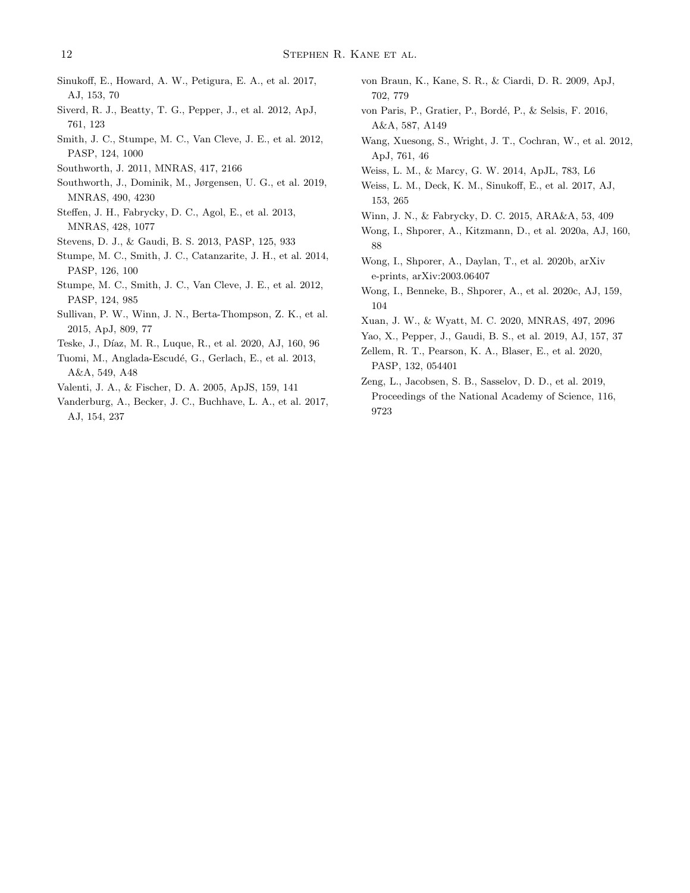Sinukoff, E., Howard, A. W., Petigura, E. A., et al. 2017, AJ, 153, 70

Siverd, R. J., Beatty, T. G., Pepper, J., et al. 2012, ApJ, 761, 123

Smith, J. C., Stumpe, M. C., Van Cleve, J. E., et al. 2012, PASP, 124, 1000

Southworth, J. 2011, MNRAS, 417, 2166

Southworth, J., Dominik, M., Jørgensen, U. G., et al. 2019, MNRAS, 490, 4230

Steffen, J. H., Fabrycky, D. C., Agol, E., et al. 2013, MNRAS, 428, 1077

Stevens, D. J., & Gaudi, B. S. 2013, PASP, 125, 933

Stumpe, M. C., Smith, J. C., Catanzarite, J. H., et al. 2014, PASP, 126, 100

Stumpe, M. C., Smith, J. C., Van Cleve, J. E., et al. 2012, PASP, 124, 985

Sullivan, P. W., Winn, J. N., Berta-Thompson, Z. K., et al. 2015, ApJ, 809, 77

Teske, J., Díaz, M. R., Luque, R., et al. 2020, AJ, 160, 96

Tuomi, M., Anglada-Escudé, G., Gerlach, E., et al. 2013, A&A, 549, A48

Valenti, J. A., & Fischer, D. A. 2005, ApJS, 159, 141

Vanderburg, A., Becker, J. C., Buchhave, L. A., et al. 2017, AJ, 154, 237

von Braun, K., Kane, S. R., & Ciardi, D. R. 2009, ApJ, 702, 779

von Paris, P., Gratier, P., Bordé, P., & Selsis, F. 2016, A&A, 587, A149

Wang, Xuesong, S., Wright, J. T., Cochran, W., et al. 2012, ApJ, 761, 46

Weiss, L. M., & Marcy, G. W. 2014, ApJL, 783, L6

Weiss, L. M., Deck, K. M., Sinukoff, E., et al. 2017, AJ, 153, 265

Winn, J. N., & Fabrycky, D. C. 2015, ARA&A, 53, 409

Wong, I., Shporer, A., Kitzmann, D., et al. 2020a, AJ, 160, 88

Wong, I., Shporer, A., Daylan, T., et al. 2020b, arXiv e-prints, arXiv:2003.06407

Wong, I., Benneke, B., Shporer, A., et al. 2020c, AJ, 159, 104

Xuan, J. W., & Wyatt, M. C. 2020, MNRAS, 497, 2096

Yao, X., Pepper, J., Gaudi, B. S., et al. 2019, AJ, 157, 37

Zellem, R. T., Pearson, K. A., Blaser, E., et al. 2020, PASP, 132, 054401

Zeng, L., Jacobsen, S. B., Sasselov, D. D., et al. 2019, Proceedings of the National Academy of Science, 116, 9723